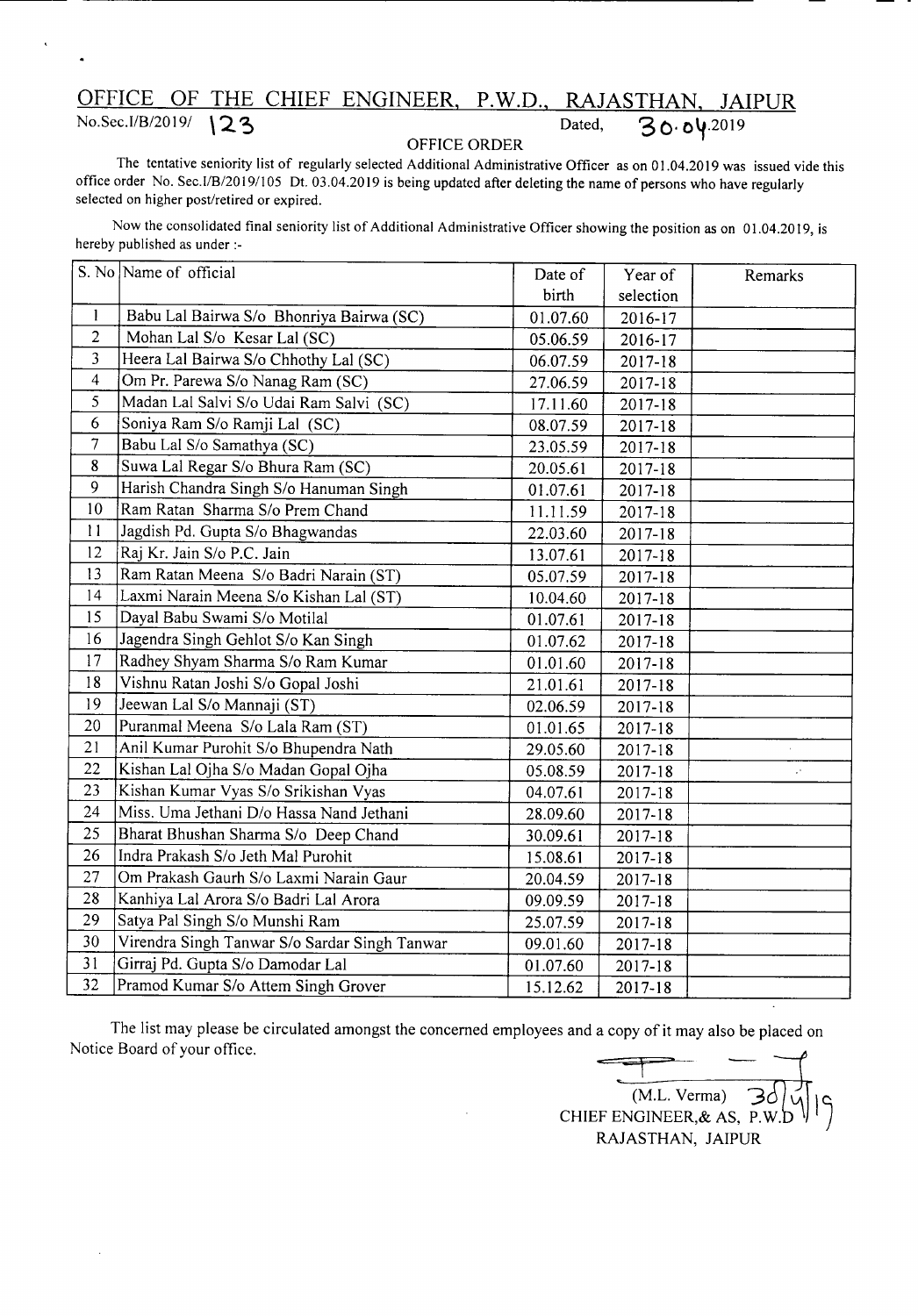# OFFICE OF THE CHIEF ENGINEER, P.W.D., RAJASTHAN, JAIPUR

No.Sec.I/B/2019/ 123 Dated, 30.04.2019

**OFFICE ORDER**

The tentative seniority list of regularly selected Additional Administrative Officer as on 01.04.2019 was issued vide this office order No. Sec.I/B/2019/105 Dt. 03.04.2019 is being updated after deleting the name of persons who have regularly selected on higher post/retired or expired.

Now the consolidated final seniority list of Additional Administrative Officer showing the position as on 01.04.2019, is hereby published as under :-

| S. No | Name of official | Date of birth | Year of selection | Remarks |
|---|---|---|---|---|
| 1 | Babu Lal Bairwa S/o Bhonriya Bairwa (SC) | 01.07.60 | 2016-17 | |
| 2 | Mohan Lal S/o Kesar Lal (SC) | 05.06.59 | 2016-17 | |
| 3 | Heera Lal Bairwa S/o Chhothy Lal (SC) | 06.07.59 | 2017-18 | |
| 4 | Om Pr. Parewa S/o Nanag Ram (SC) | 27.06.59 | 2017-18 | |
| 5 | Madan Lal Salvi S/o Udai Ram Salvi (SC) | 17.11.60 | 2017-18 | |
| 6 | Soniya Ram S/o Ramji Lal (SC) | 08.07.59 | 2017-18 | |
| 7 | Babu Lal S/o Samathya (SC) | 23.05.59 | 2017-18 | |
| 8 | Suwa Lal Regar S/o Bhura Ram (SC) | 20.05.61 | 2017-18 | |
| 9 | Harish Chandra Singh S/o Hanuman Singh | 01.07.61 | 2017-18 | |
| 10 | Ram Ratan Sharma S/o Prem Chand | 11.11.59 | 2017-18 | |
| 11 | Jagdish Pd. Gupta S/o Bhagwandas | 22.03.60 | 2017-18 | |
| 12 | Raj Kr. Jain S/o P.C. Jain | 13.07.61 | 2017-18 | |
| 13 | Ram Ratan Meena S/o Badri Narain (ST) | 05.07.59 | 2017-18 | |
| 14 | Laxmi Narain Meena S/o Kishan Lal (ST) | 10.04.60 | 2017-18 | |
| 15 | Dayal Babu Swami S/o Motilal | 01.07.61 | 2017-18 | |
| 16 | Jagendra Singh Gehlot S/o Kan Singh | 01.07.62 | 2017-18 | |
| 17 | Radhey Shyam Sharma S/o Ram Kumar | 01.01.60 | 2017-18 | |
| 18 | Vishnu Ratan Joshi S/o Gopal Joshi | 21.01.61 | 2017-18 | |
| 19 | Jeewan Lal S/o Mannaji (ST) | 02.06.59 | 2017-18 | |
| 20 | Puranmal Meena S/o Lala Ram (ST) | 01.01.65 | 2017-18 | |
| 21 | Anil Kumar Purohit S/o Bhupendra Nath | 29.05.60 | 2017-18 | |
| 22 | Kishan Lal Ojha S/o Madan Gopal Ojha | 05.08.59 | 2017-18 | |
| 23 | Kishan Kumar Vyas S/o Srikishan Vyas | 04.07.61 | 2017-18 | |
| 24 | Miss. Uma Jethani D/o Hassa Nand Jethani | 28.09.60 | 2017-18 | |
| 25 | Bharat Bhushan Sharma S/o Deep Chand | 30.09.61 | 2017-18 | |
| 26 | Indra Prakash S/o Jeth Mal Purohit | 15.08.61 | 2017-18 | |
| 27 | Om Prakash Gaurh S/o Laxmi Narain Gaur | 20.04.59 | 2017-18 | |
| 28 | Kanhiya Lal Arora S/o Badri Lal Arora | 09.09.59 | 2017-18 | |
| 29 | Satya Pal Singh S/o Munshi Ram | 25.07.59 | 2017-18 | |
| 30 | Virendra Singh Tanwar S/o Sardar Singh Tanwar | 09.01.60 | 2017-18 | |
| 31 | Girraj Pd. Gupta S/o Damodar Lal | 01.07.60 | 2017-18 | |
| 32 | Pramod Kumar S/o Attem Singh Grover | 15.12.62 | 2017-18 | |

The list may please be circulated amongst the concerned employees and a copy of it may also be placed on Notice Board of your office.

(M.L. Verma) 30/4/19
CHIEF ENGINEER,& AS, P.W.D
RAJASTHAN, JAIPUR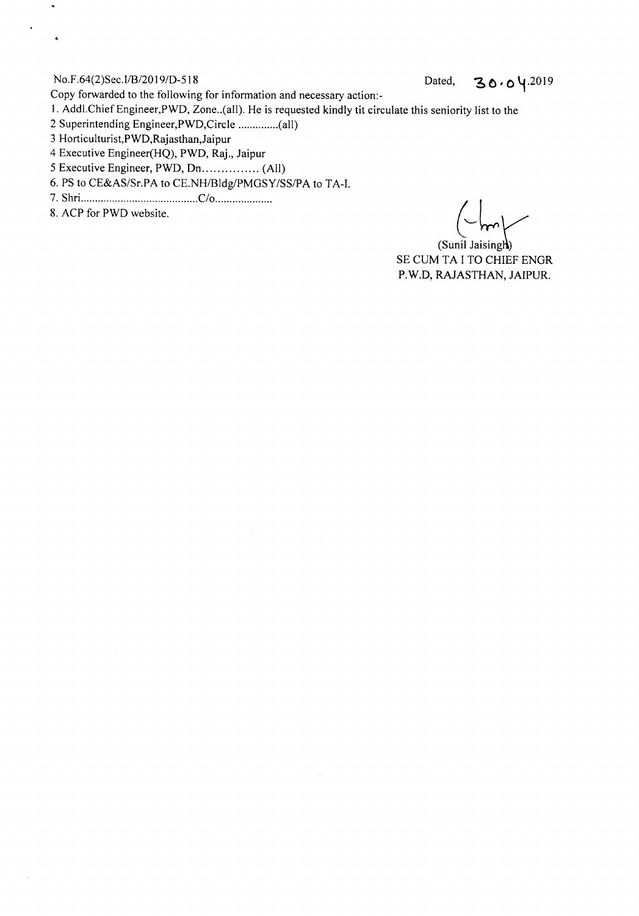No.F.64(2)Sec.I/B/2019/D-518 Dated, 30.04.2019

Copy forwarded to the following for information and necessary action:-

1. Addl.Chief Engineer,PWD, Zone..(all). He is requested kindly tit circulate this seniority list to the
2 Superintending Engineer,PWD,Circle ..............(all)
3 Horticulturist,PWD,Rajasthan,Jaipur
4 Executive Engineer(HQ), PWD, Raj., Jaipur
5 Executive Engineer, PWD, Dn............... (All)
6. PS to CE&AS/Sr.PA to CE.NH/Bldg/PMGSY/SS/PA to TA-I.
7. Shri..........................................C/o....................
8. ACP for PWD website.

(Sunil Jaisingh)
SE CUM TA I TO CHIEF ENGR
P.W.D, RAJASTHAN, JAIPUR.